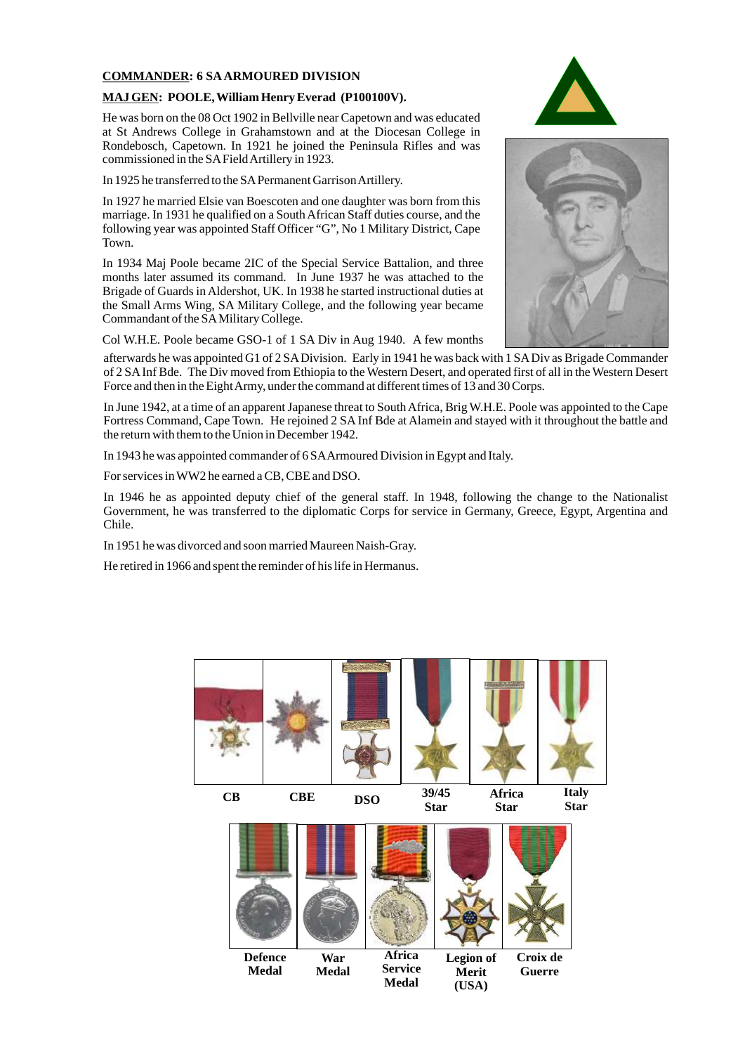**COMMANDER: 6 SA ARMOURED DIVISION**

**MAJ GEN: POOLE, William Henry Everad (P100100V).**

He was born on the 08 Oct 1902 in Bellville near Capetown and was educated at St Andrews College in Grahamstown and at the Diocesan College in Rondebosch, Capetown. In 1921 he joined the Peninsula Rifles and was commissioned in the SA Field Artillery in 1923.

In 1925 he transferred to the SA Permanent Garrison Artillery.

In 1927 he married Elsie van Boescoten and one daughter was born from this marriage. In 1931 he qualified on a South African Staff duties course, and the following year was appointed Staff Officer "G", No 1 Military District, Cape Town.

In 1934 Maj Poole became 2IC of the Special Service Battalion, and three months later assumed its command. In June 1937 he was attached to the Brigade of Guards in Aldershot, UK. In 1938 he started instructional duties at the Small Arms Wing, SA Military College, and the following year became Commandant of the SA Military College.

Col W.H.E. Poole became GSO-1 of 1 SA Div in Aug 1940. A few months afterwards he was appointed G1 of 2 SA Division. Early in 1941 he was back with 1 SA Div as Brigade Commander of 2 SA Inf Bde. The Div moved from Ethiopia to the Western Desert, and operated first of all in the Western Desert Force and then in the Eight Army, under the command at different times of 13 and 30 Corps.

In June 1942, at a time of an apparent Japanese threat to South Africa, Brig W.H.E. Poole was appointed to the Cape Fortress Command, Cape Town. He rejoined 2 SA Inf Bde at Alamein and stayed with it throughout the battle and the return with them to the Union in December 1942.

In 1943 he was appointed commander of 6 SA Armoured Division in Egypt and Italy.

For services in WW2 he earned a CB, CBE and DSO.

In 1946 he as appointed deputy chief of the general staff. In 1948, following the change to the Nationalist Government, he was transferred to the diplomatic Corps for service in Germany, Greece, Egypt, Argentina and Chile.

In 1951 he was divorced and soon married Maureen Naish-Gray.

He retired in 1966 and spent the reminder of his life in Hermanus.

CB | CBE | DSO | 39/45 Star | Africa Star | Italy Star

Defence Medal | War Medal | Africa Service Medal | Legion of Merit (USA) | Croix de Guerre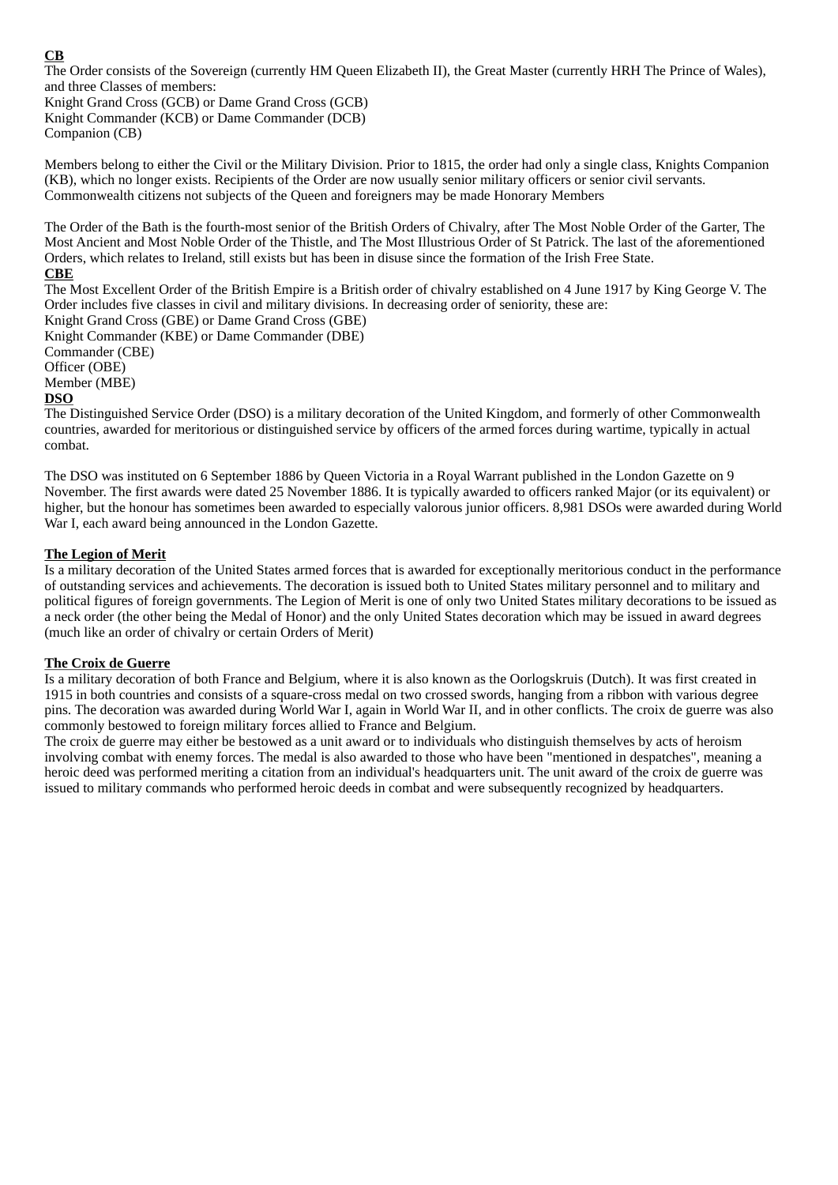**CB**

The Order consists of the Sovereign (currently HM Queen Elizabeth II), the Great Master (currently HRH The Prince of Wales), and three Classes of members:

Knight Grand Cross (GCB) or Dame Grand Cross (GCB)
Knight Commander (KCB) or Dame Commander (DCB)
Companion (CB)

Members belong to either the Civil or the Military Division. Prior to 1815, the order had only a single class, Knights Companion (KB), which no longer exists. Recipients of the Order are now usually senior military officers or senior civil servants. Commonwealth citizens not subjects of the Queen and foreigners may be made Honorary Members

The Order of the Bath is the fourth-most senior of the British Orders of Chivalry, after The Most Noble Order of the Garter, The Most Ancient and Most Noble Order of the Thistle, and The Most Illustrious Order of St Patrick. The last of the aforementioned Orders, which relates to Ireland, still exists but has been in disuse since the formation of the Irish Free State.

**CBE**

The Most Excellent Order of the British Empire is a British order of chivalry established on 4 June 1917 by King George V. The Order includes five classes in civil and military divisions. In decreasing order of seniority, these are:

Knight Grand Cross (GBE) or Dame Grand Cross (GBE)
Knight Commander (KBE) or Dame Commander (DBE)
Commander (CBE)
Officer (OBE)
Member (MBE)

**DSO**

The Distinguished Service Order (DSO) is a military decoration of the United Kingdom, and formerly of other Commonwealth countries, awarded for meritorious or distinguished service by officers of the armed forces during wartime, typically in actual combat.

The DSO was instituted on 6 September 1886 by Queen Victoria in a Royal Warrant published in the London Gazette on 9 November. The first awards were dated 25 November 1886. It is typically awarded to officers ranked Major (or its equivalent) or higher, but the honour has sometimes been awarded to especially valorous junior officers. 8,981 DSOs were awarded during World War I, each award being announced in the London Gazette.

**The Legion of Merit**

Is a military decoration of the United States armed forces that is awarded for exceptionally meritorious conduct in the performance of outstanding services and achievements. The decoration is issued both to United States military personnel and to military and political figures of foreign governments. The Legion of Merit is one of only two United States military decorations to be issued as a neck order (the other being the Medal of Honor) and the only United States decoration which may be issued in award degrees (much like an order of chivalry or certain Orders of Merit)

**The Croix de Guerre**

Is a military decoration of both France and Belgium, where it is also known as the Oorlogskruis (Dutch). It was first created in 1915 in both countries and consists of a square-cross medal on two crossed swords, hanging from a ribbon with various degree pins. The decoration was awarded during World War I, again in World War II, and in other conflicts. The croix de guerre was also commonly bestowed to foreign military forces allied to France and Belgium.

The croix de guerre may either be bestowed as a unit award or to individuals who distinguish themselves by acts of heroism involving combat with enemy forces. The medal is also awarded to those who have been "mentioned in despatches", meaning a heroic deed was performed meriting a citation from an individual's headquarters unit. The unit award of the croix de guerre was issued to military commands who performed heroic deeds in combat and were subsequently recognized by headquarters.